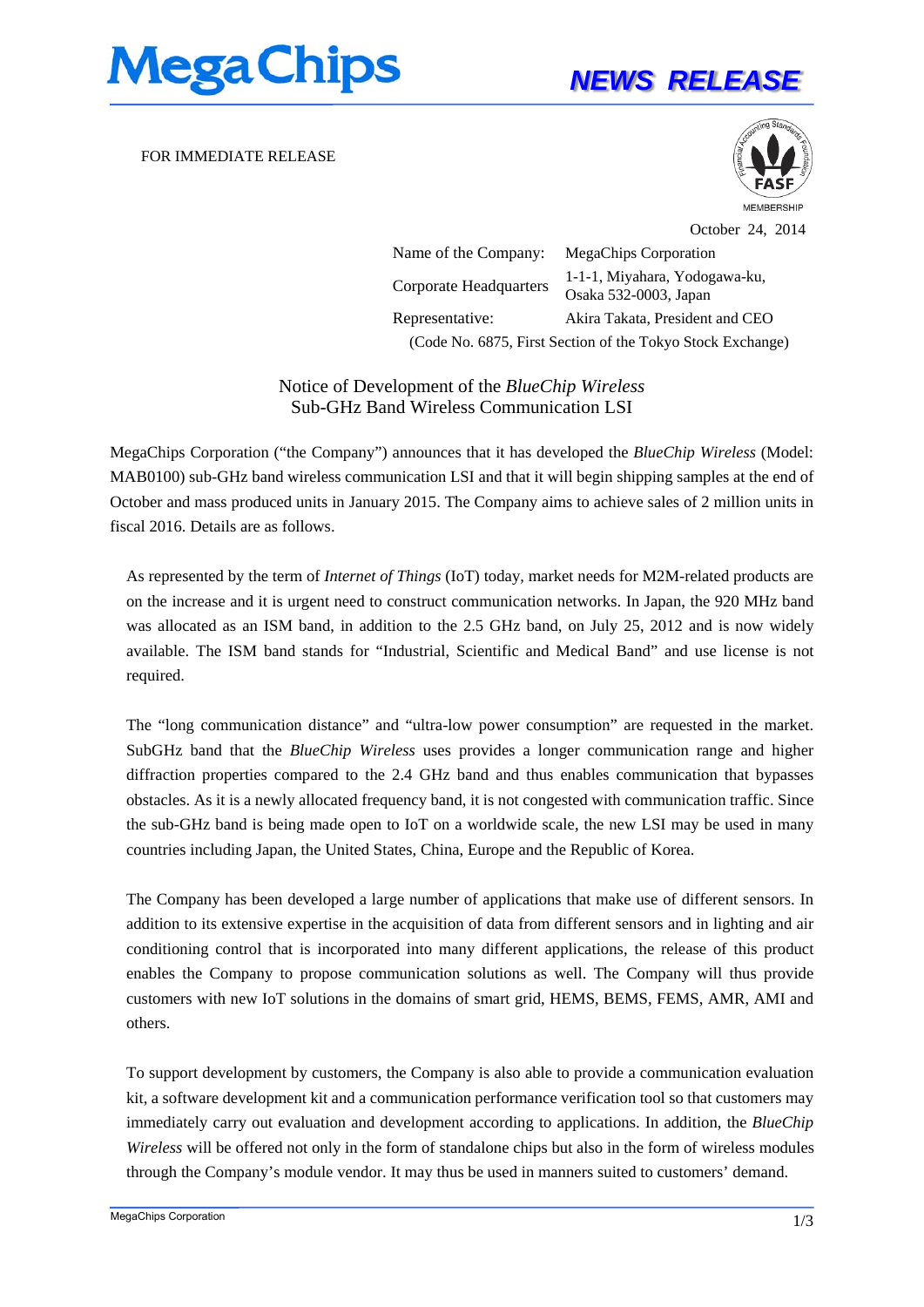# MegaChips

## NEWS RELEASE

FOR IMMEDIATE RELEASE

FASF MEMBERSHIP

October 24, 2014

| | |
|---|---|
| Name of the Company: | MegaChips Corporation |
| Corporate Headquarters | 1-1-1, Miyahara, Yodogawa-ku, Osaka 532-0003, Japan |
| Representative: | Akira Takata, President and CEO |

(Code No. 6875, First Section of the Tokyo Stock Exchange)

## Notice of Development of the *BlueChip Wireless* Sub-GHz Band Wireless Communication LSI

MegaChips Corporation ("the Company") announces that it has developed the *BlueChip Wireless* (Model: MAB0100) sub-GHz band wireless communication LSI and that it will begin shipping samples at the end of October and mass produced units in January 2015. The Company aims to achieve sales of 2 million units in fiscal 2016. Details are as follows.

As represented by the term of *Internet of Things* (IoT) today, market needs for M2M-related products are on the increase and it is urgent need to construct communication networks. In Japan, the 920 MHz band was allocated as an ISM band, in addition to the 2.5 GHz band, on July 25, 2012 and is now widely available. The ISM band stands for "Industrial, Scientific and Medical Band" and use license is not required.

The "long communication distance" and "ultra-low power consumption" are requested in the market. SubGHz band that the *BlueChip Wireless* uses provides a longer communication range and higher diffraction properties compared to the 2.4 GHz band and thus enables communication that bypasses obstacles. As it is a newly allocated frequency band, it is not congested with communication traffic. Since the sub-GHz band is being made open to IoT on a worldwide scale, the new LSI may be used in many countries including Japan, the United States, China, Europe and the Republic of Korea.

The Company has been developed a large number of applications that make use of different sensors. In addition to its extensive expertise in the acquisition of data from different sensors and in lighting and air conditioning control that is incorporated into many different applications, the release of this product enables the Company to propose communication solutions as well. The Company will thus provide customers with new IoT solutions in the domains of smart grid, HEMS, BEMS, FEMS, AMR, AMI and others.

To support development by customers, the Company is also able to provide a communication evaluation kit, a software development kit and a communication performance verification tool so that customers may immediately carry out evaluation and development according to applications. In addition, the *BlueChip Wireless* will be offered not only in the form of standalone chips but also in the form of wireless modules through the Company's module vendor. It may thus be used in manners suited to customers' demand.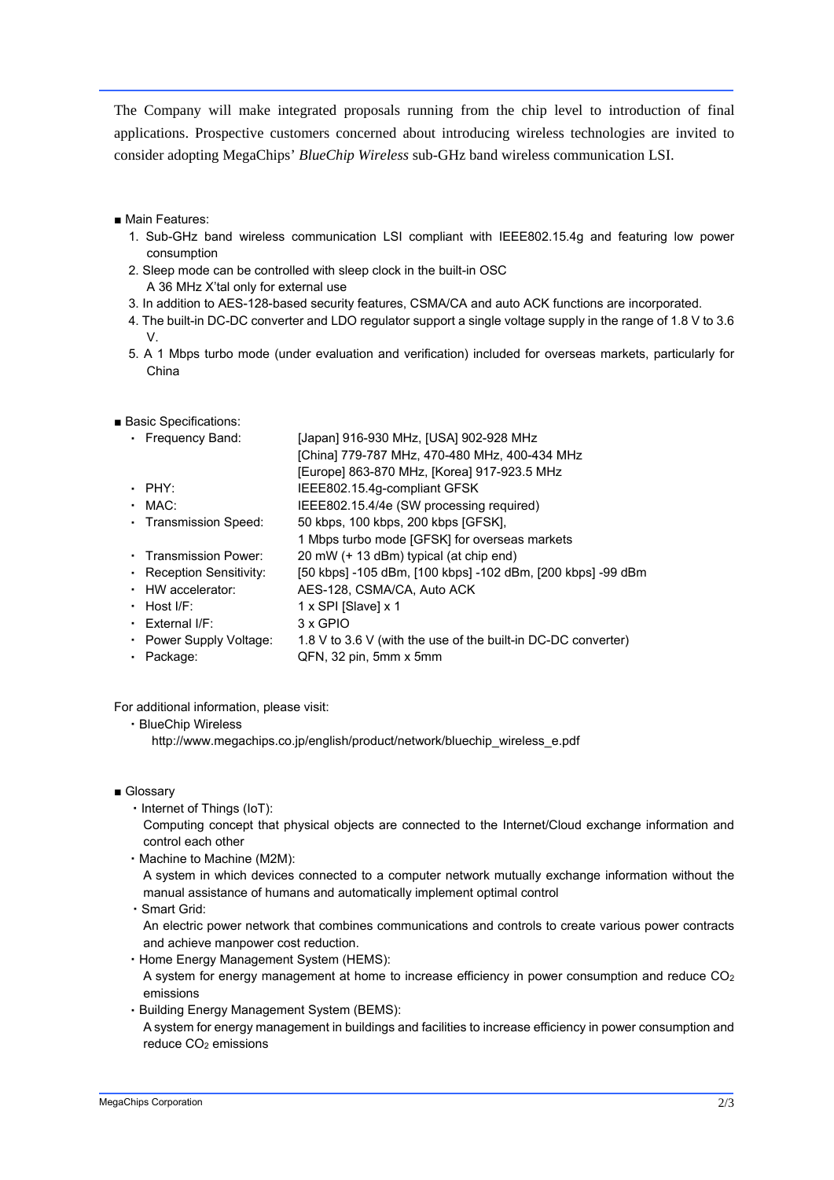The Company will make integrated proposals running from the chip level to introduction of final applications. Prospective customers concerned about introducing wireless technologies are invited to consider adopting MegaChips' *BlueChip Wireless* sub-GHz band wireless communication LSI.

■ Main Features:

1. Sub-GHz band wireless communication LSI compliant with IEEE802.15.4g and featuring low power consumption
2. Sleep mode can be controlled with sleep clock in the built-in OSC
   A 36 MHz X'tal only for external use
3. In addition to AES-128-based security features, CSMA/CA and auto ACK functions are incorporated.
4. The built-in DC-DC converter and LDO regulator support a single voltage supply in the range of 1.8 V to 3.6 V.
5. A 1 Mbps turbo mode (under evaluation and verification) included for overseas markets, particularly for China

■ Basic Specifications:

| | |
|---|---|
| ・ Frequency Band: | [Japan] 916-930 MHz, [USA] 902-928 MHz<br>[China] 779-787 MHz, 470-480 MHz, 400-434 MHz<br>[Europe] 863-870 MHz, [Korea] 917-923.5 MHz |
| ・ PHY: | IEEE802.15.4g-compliant GFSK |
| ・ MAC: | IEEE802.15.4/4e (SW processing required) |
| ・ Transmission Speed: | 50 kbps, 100 kbps, 200 kbps [GFSK],<br>1 Mbps turbo mode [GFSK] for overseas markets |
| ・ Transmission Power: | 20 mW (+ 13 dBm) typical (at chip end) |
| ・ Reception Sensitivity: | [50 kbps] -105 dBm, [100 kbps] -102 dBm, [200 kbps] -99 dBm |
| ・ HW accelerator: | AES-128, CSMA/CA, Auto ACK |
| ・ Host I/F: | 1 x SPI [Slave] x 1 |
| ・ External I/F: | 3 x GPIO |
| ・ Power Supply Voltage: | 1.8 V to 3.6 V (with the use of the built-in DC-DC converter) |
| ・ Package: | QFN, 32 pin, 5mm x 5mm |

For additional information, please visit:

・BlueChip Wireless
  http://www.megachips.co.jp/english/product/network/bluechip_wireless_e.pdf

■ Glossary

・Internet of Things (IoT):
  Computing concept that physical objects are connected to the Internet/Cloud exchange information and control each other

・Machine to Machine (M2M):
  A system in which devices connected to a computer network mutually exchange information without the manual assistance of humans and automatically implement optimal control

・Smart Grid:
  An electric power network that combines communications and controls to create various power contracts and achieve manpower cost reduction.

・Home Energy Management System (HEMS):
  A system for energy management at home to increase efficiency in power consumption and reduce $CO_2$ emissions

・Building Energy Management System (BEMS):
  A system for energy management in buildings and facilities to increase efficiency in power consumption and reduce $CO_2$ emissions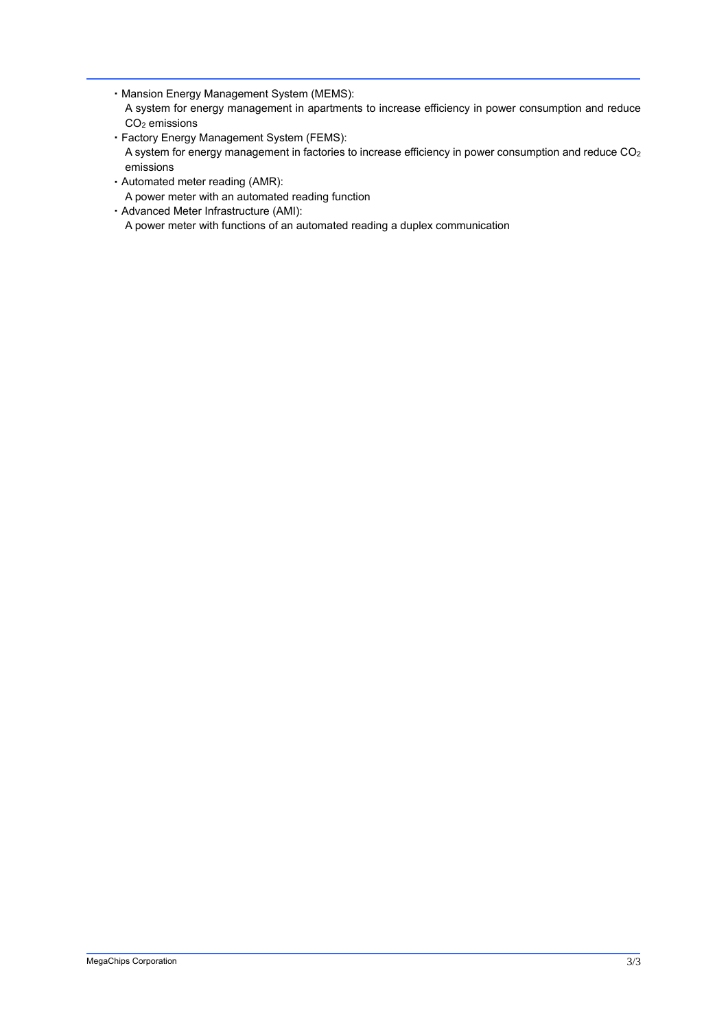- Mansion Energy Management System (MEMS):
  A system for energy management in apartments to increase efficiency in power consumption and reduce $CO_2$ emissions
- Factory Energy Management System (FEMS):
  A system for energy management in factories to increase efficiency in power consumption and reduce $CO_2$ emissions
- Automated meter reading (AMR):
  A power meter with an automated reading function
- Advanced Meter Infrastructure (AMI):
  A power meter with functions of an automated reading a duplex communication